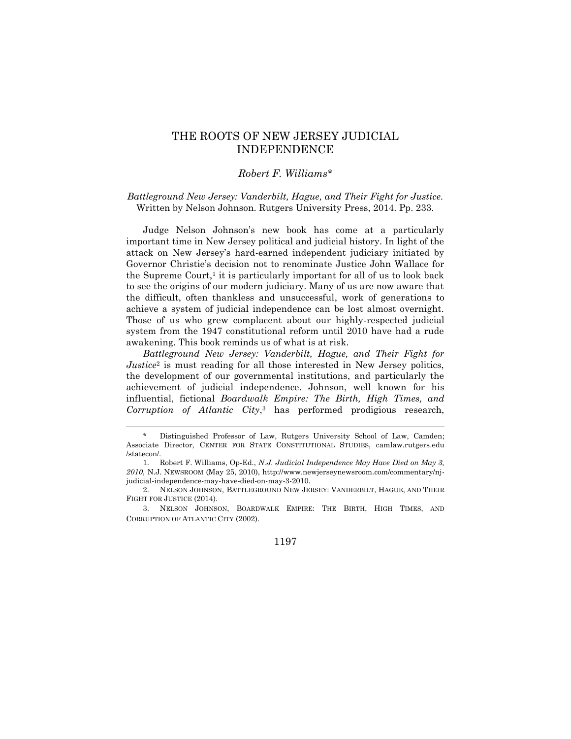# THE ROOTS OF NEW JERSEY JUDICIAL INDEPENDENCE

*Robert F. Williams**

*Battleground New Jersey: Vanderbilt, Hague, and Their Fight for Justice.* Written by Nelson Johnson. Rutgers University Press, 2014. Pp. 233.

Judge Nelson Johnson's new book has come at a particularly important time in New Jersey political and judicial history. In light of the attack on New Jersey's hard-earned independent judiciary initiated by Governor Christie's decision not to renominate Justice John Wallace for the Supreme Court,[1] it is particularly important for all of us to look back to see the origins of our modern judiciary. Many of us are now aware that the difficult, often thankless and unsuccessful, work of generations to achieve a system of judicial independence can be lost almost overnight. Those of us who grew complacent about our highly-respected judicial system from the 1947 constitutional reform until 2010 have had a rude awakening. This book reminds us of what is at risk.

*Battleground New Jersey: Vanderbilt, Hague, and Their Fight for Justice*[2] is must reading for all those interested in New Jersey politics, the development of our governmental institutions, and particularly the achievement of judicial independence. Johnson, well known for his influential, fictional *Boardwalk Empire: The Birth, High Times, and Corruption of Atlantic City*,[3] has performed prodigious research,

---

\* Distinguished Professor of Law, Rutgers University School of Law, Camden; Associate Director, CENTER FOR STATE CONSTITUTIONAL STUDIES, camlaw.rutgers.edu /statecon/.

1. Robert F. Williams, Op-Ed., *N.J. Judicial Independence May Have Died on May 3, 2010*, N.J. NEWSROOM (May 25, 2010), http://www.newjerseynewsroom.com/commentary/nj-judicial-independence-may-have-died-on-may-3-2010.

2. NELSON JOHNSON, BATTLEGROUND NEW JERSEY: VANDERBILT, HAGUE, AND THEIR FIGHT FOR JUSTICE (2014).

3. NELSON JOHNSON, BOARDWALK EMPIRE: THE BIRTH, HIGH TIMES, AND CORRUPTION OF ATLANTIC CITY (2002).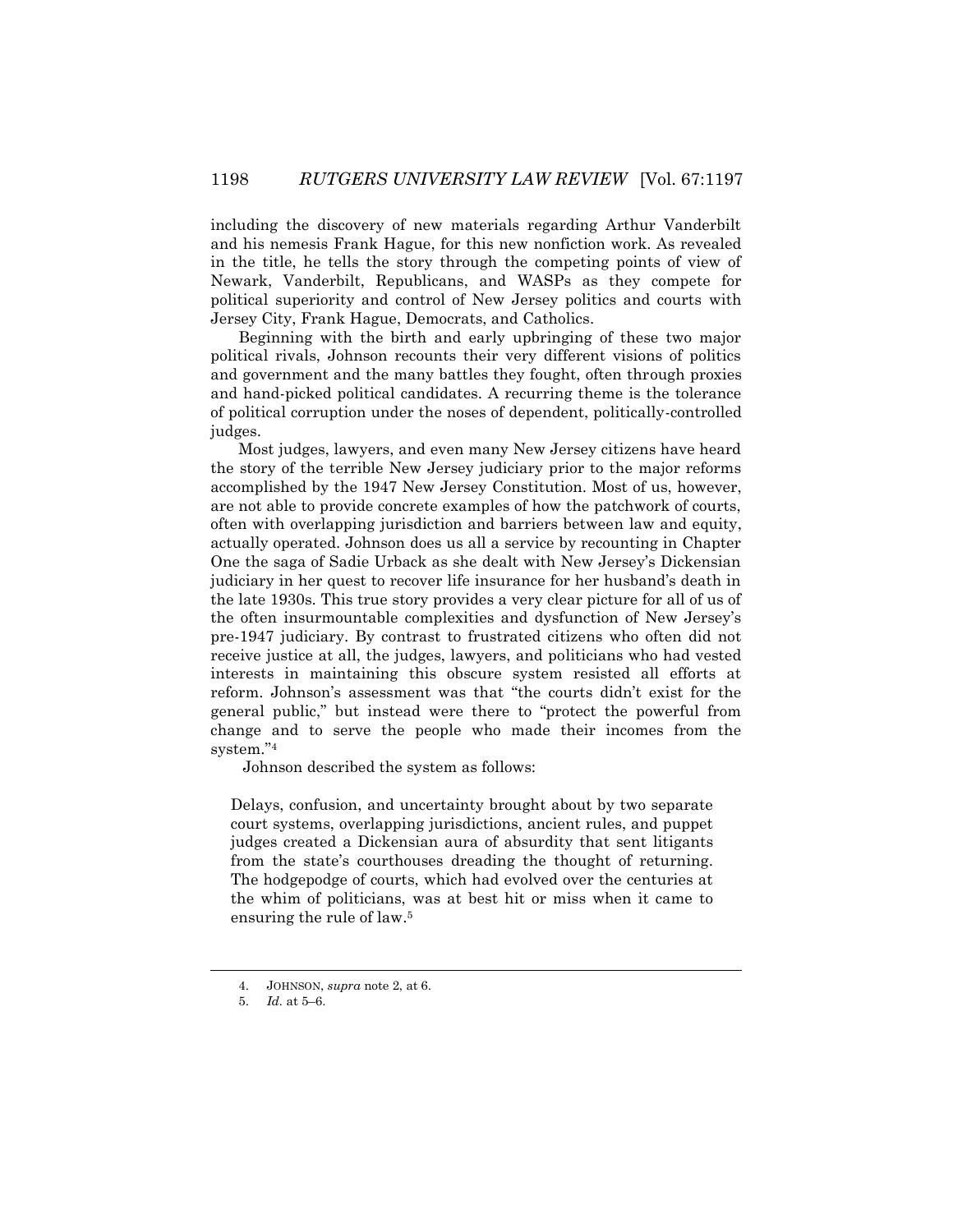including the discovery of new materials regarding Arthur Vanderbilt and his nemesis Frank Hague, for this new nonfiction work. As revealed in the title, he tells the story through the competing points of view of Newark, Vanderbilt, Republicans, and WASPs as they compete for political superiority and control of New Jersey politics and courts with Jersey City, Frank Hague, Democrats, and Catholics.

Beginning with the birth and early upbringing of these two major political rivals, Johnson recounts their very different visions of politics and government and the many battles they fought, often through proxies and hand-picked political candidates. A recurring theme is the tolerance of political corruption under the noses of dependent, politically-controlled judges.

Most judges, lawyers, and even many New Jersey citizens have heard the story of the terrible New Jersey judiciary prior to the major reforms accomplished by the 1947 New Jersey Constitution. Most of us, however, are not able to provide concrete examples of how the patchwork of courts, often with overlapping jurisdiction and barriers between law and equity, actually operated. Johnson does us all a service by recounting in Chapter One the saga of Sadie Urback as she dealt with New Jersey's Dickensian judiciary in her quest to recover life insurance for her husband's death in the late 1930s. This true story provides a very clear picture for all of us of the often insurmountable complexities and dysfunction of New Jersey's pre-1947 judiciary. By contrast to frustrated citizens who often did not receive justice at all, the judges, lawyers, and politicians who had vested interests in maintaining this obscure system resisted all efforts at reform. Johnson's assessment was that "the courts didn't exist for the general public," but instead were there to "protect the powerful from change and to serve the people who made their incomes from the system."[4]

Johnson described the system as follows:

> Delays, confusion, and uncertainty brought about by two separate court systems, overlapping jurisdictions, ancient rules, and puppet judges created a Dickensian aura of absurdity that sent litigants from the state's courthouses dreading the thought of returning. The hodgepodge of courts, which had evolved over the centuries at the whim of politicians, was at best hit or miss when it came to ensuring the rule of law.[5]

---

4. JOHNSON, *supra* note 2, at 6.
5. *Id.* at 5–6.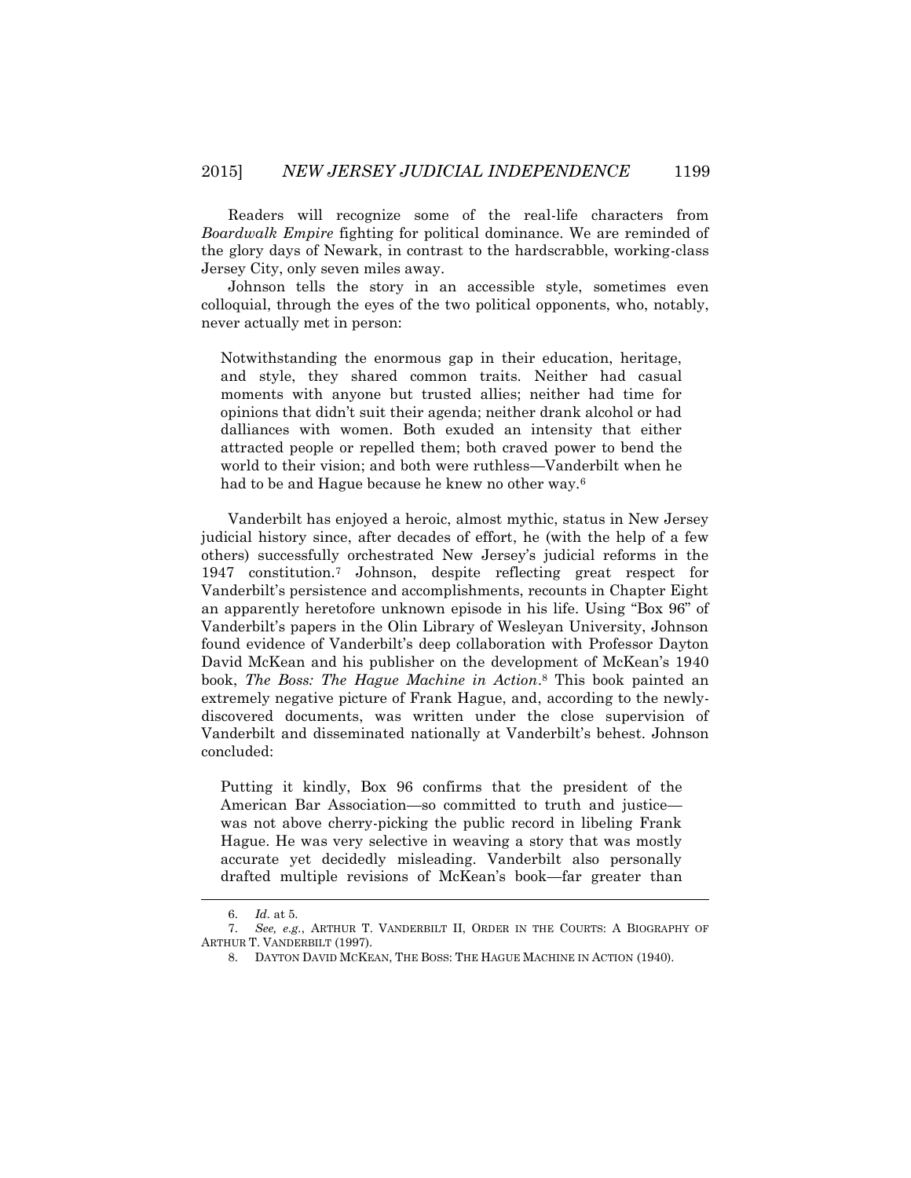Readers will recognize some of the real-life characters from *Boardwalk Empire* fighting for political dominance. We are reminded of the glory days of Newark, in contrast to the hardscrabble, working-class Jersey City, only seven miles away.

Johnson tells the story in an accessible style, sometimes even colloquial, through the eyes of the two political opponents, who, notably, never actually met in person:

> Notwithstanding the enormous gap in their education, heritage, and style, they shared common traits. Neither had casual moments with anyone but trusted allies; neither had time for opinions that didn't suit their agenda; neither drank alcohol or had dalliances with women. Both exuded an intensity that either attracted people or repelled them; both craved power to bend the world to their vision; and both were ruthless—Vanderbilt when he had to be and Hague because he knew no other way.[6]

Vanderbilt has enjoyed a heroic, almost mythic, status in New Jersey judicial history since, after decades of effort, he (with the help of a few others) successfully orchestrated New Jersey's judicial reforms in the 1947 constitution.[7] Johnson, despite reflecting great respect for Vanderbilt's persistence and accomplishments, recounts in Chapter Eight an apparently heretofore unknown episode in his life. Using "Box 96" of Vanderbilt's papers in the Olin Library of Wesleyan University, Johnson found evidence of Vanderbilt's deep collaboration with Professor Dayton David McKean and his publisher on the development of McKean's 1940 book, *The Boss: The Hague Machine in Action*.[8] This book painted an extremely negative picture of Frank Hague, and, according to the newly-discovered documents, was written under the close supervision of Vanderbilt and disseminated nationally at Vanderbilt's behest. Johnson concluded:

> Putting it kindly, Box 96 confirms that the president of the American Bar Association—so committed to truth and justice—was not above cherry-picking the public record in libeling Frank Hague. He was very selective in weaving a story that was mostly accurate yet decidedly misleading. Vanderbilt also personally drafted multiple revisions of McKean's book—far greater than

---

6. *Id.* at 5.
7. *See, e.g.*, ARTHUR T. VANDERBILT II, ORDER IN THE COURTS: A BIOGRAPHY OF ARTHUR T. VANDERBILT (1997).
8. DAYTON DAVID MCKEAN, THE BOSS: THE HAGUE MACHINE IN ACTION (1940).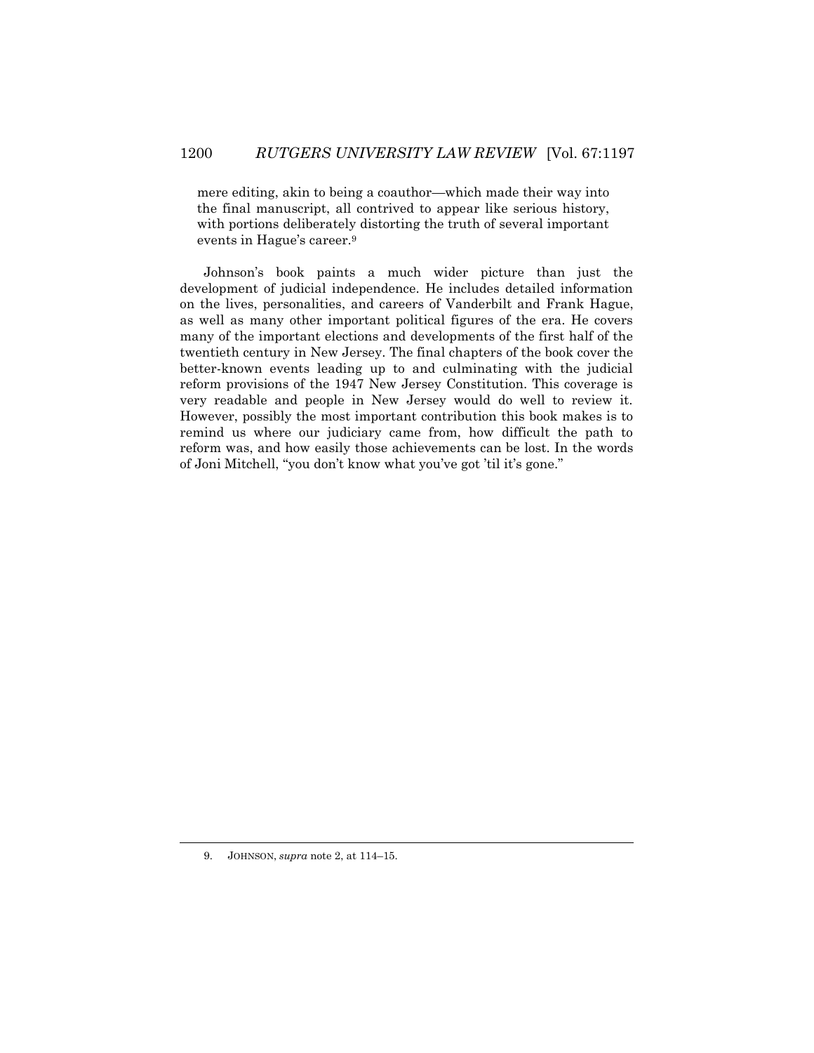mere editing, akin to being a coauthor—which made their way into the final manuscript, all contrived to appear like serious history, with portions deliberately distorting the truth of several important events in Hague's career.[9]

Johnson's book paints a much wider picture than just the development of judicial independence. He includes detailed information on the lives, personalities, and careers of Vanderbilt and Frank Hague, as well as many other important political figures of the era. He covers many of the important elections and developments of the first half of the twentieth century in New Jersey. The final chapters of the book cover the better-known events leading up to and culminating with the judicial reform provisions of the 1947 New Jersey Constitution. This coverage is very readable and people in New Jersey would do well to review it. However, possibly the most important contribution this book makes is to remind us where our judiciary came from, how difficult the path to reform was, and how easily those achievements can be lost. In the words of Joni Mitchell, "you don't know what you've got 'til it's gone."

---

9. JOHNSON, *supra* note 2, at 114–15.